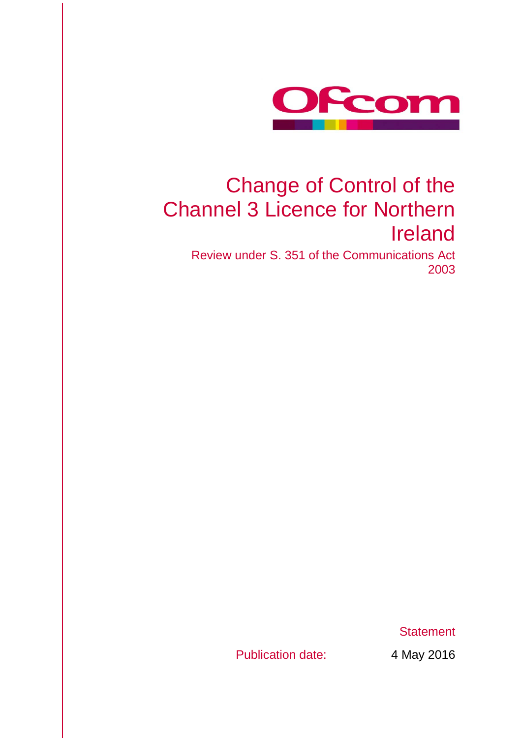Ofcom

# Change of Control of the Channel 3 Licence for Northern Ireland

Review under S. 351 of the Communications Act 2003

Statement

Publication date: 4 May 2016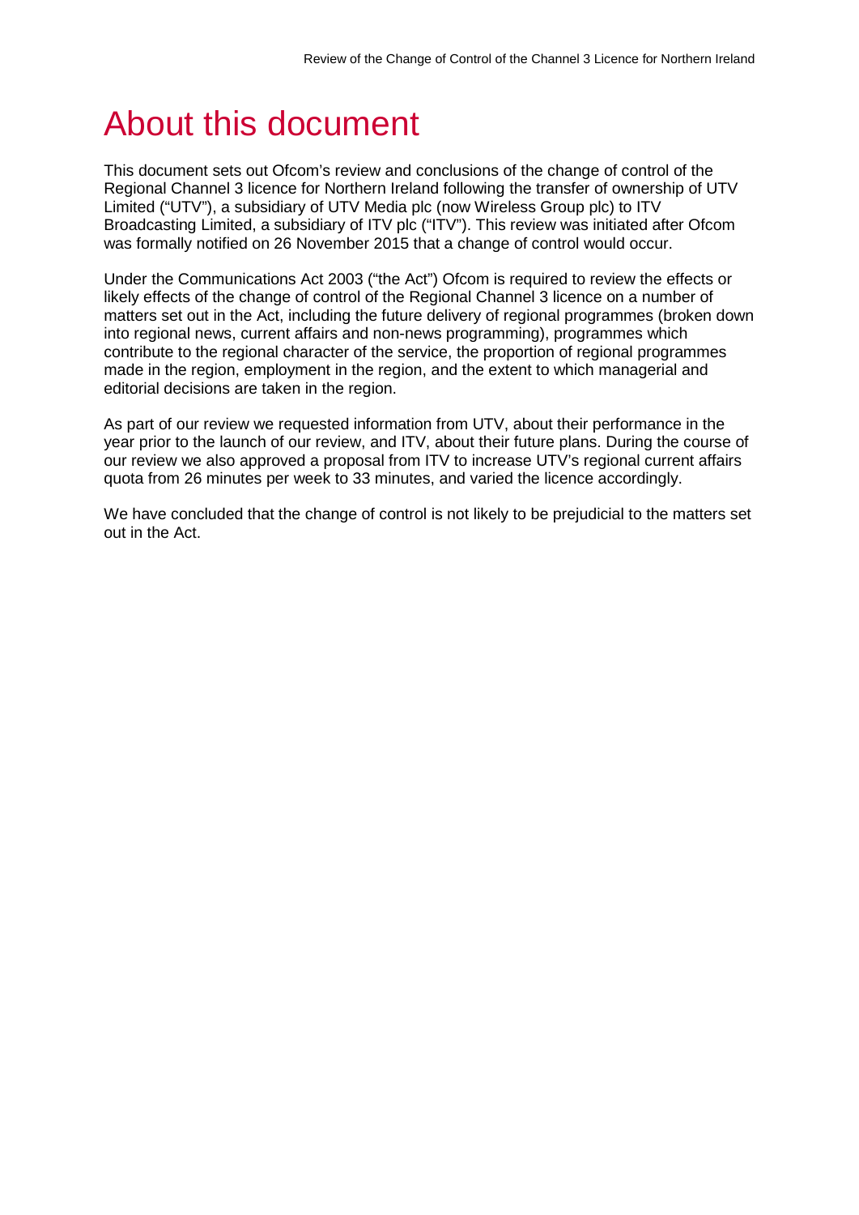# About this document

This document sets out Ofcom's review and conclusions of the change of control of the Regional Channel 3 licence for Northern Ireland following the transfer of ownership of UTV Limited ("UTV"), a subsidiary of UTV Media plc (now Wireless Group plc) to ITV Broadcasting Limited, a subsidiary of ITV plc ("ITV"). This review was initiated after Ofcom was formally notified on 26 November 2015 that a change of control would occur.

Under the Communications Act 2003 ("the Act") Ofcom is required to review the effects or likely effects of the change of control of the Regional Channel 3 licence on a number of matters set out in the Act, including the future delivery of regional programmes (broken down into regional news, current affairs and non-news programming), programmes which contribute to the regional character of the service, the proportion of regional programmes made in the region, employment in the region, and the extent to which managerial and editorial decisions are taken in the region.

As part of our review we requested information from UTV, about their performance in the year prior to the launch of our review, and ITV, about their future plans. During the course of our review we also approved a proposal from ITV to increase UTV's regional current affairs quota from 26 minutes per week to 33 minutes, and varied the licence accordingly.

We have concluded that the change of control is not likely to be prejudicial to the matters set out in the Act.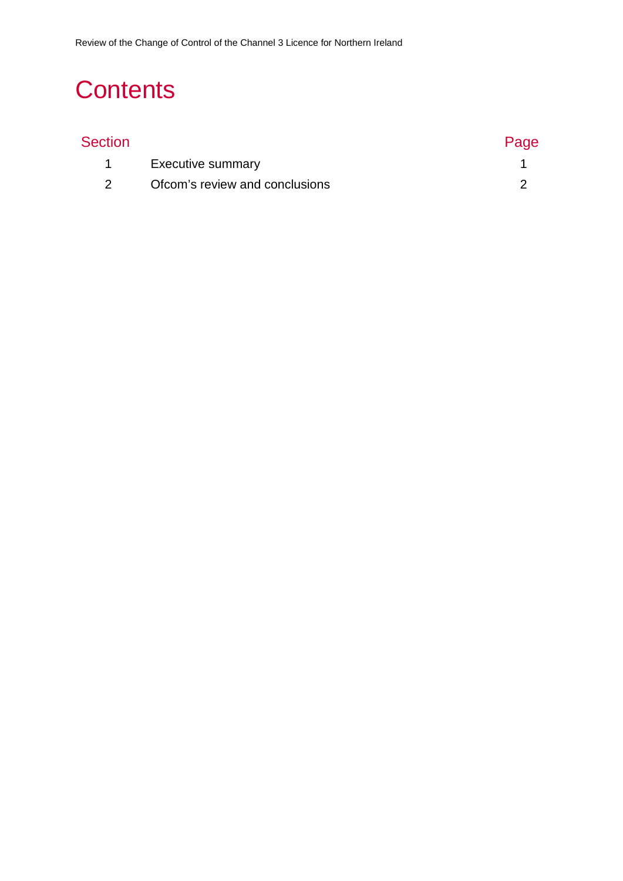# Contents

| Section | | Page |
|---|---|---|
| 1 | Executive summary | 1 |
| 2 | Ofcom's review and conclusions | 2 |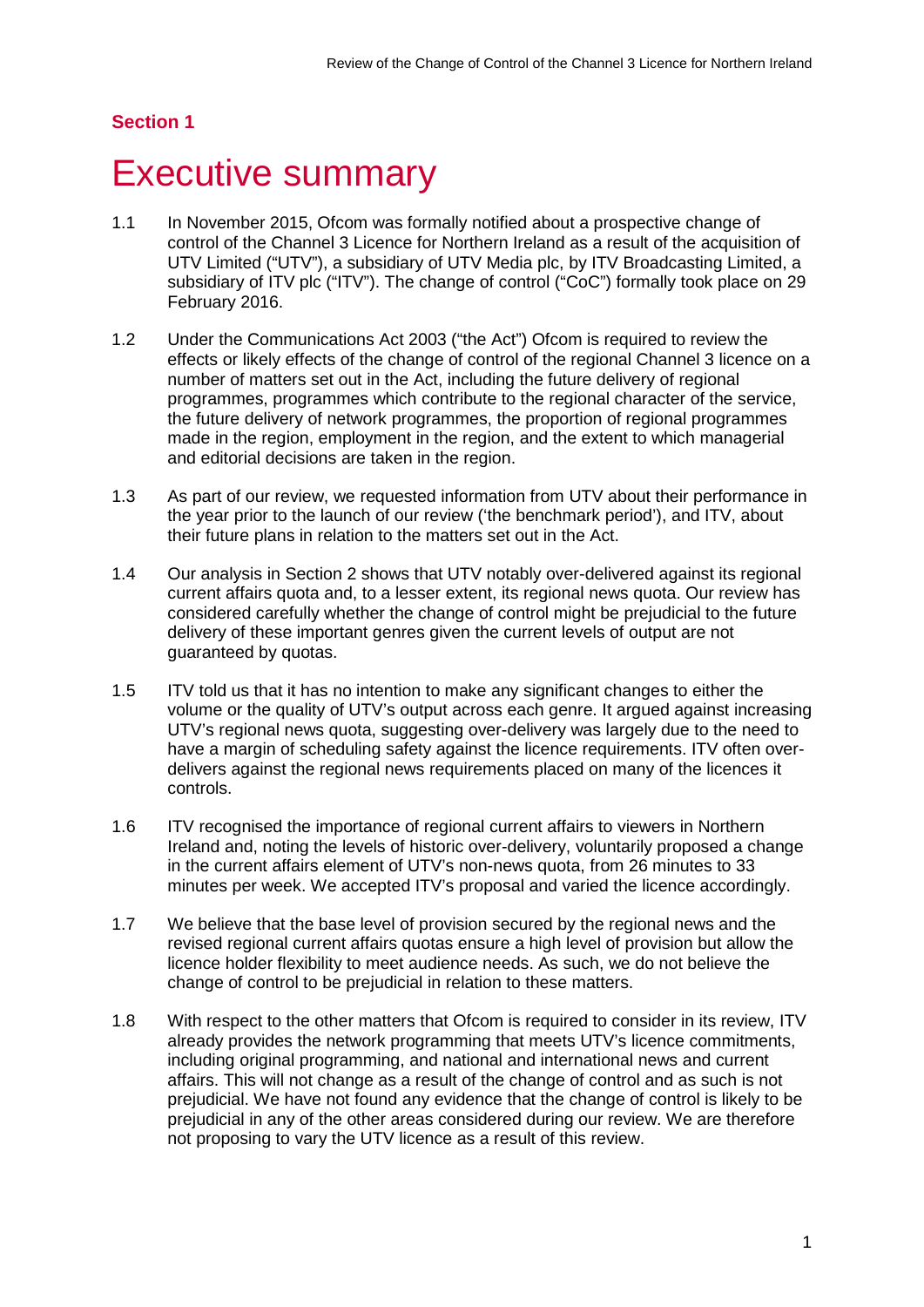**Section 1**

# Executive summary

1.1 In November 2015, Ofcom was formally notified about a prospective change of control of the Channel 3 Licence for Northern Ireland as a result of the acquisition of UTV Limited ("UTV"), a subsidiary of UTV Media plc, by ITV Broadcasting Limited, a subsidiary of ITV plc ("ITV"). The change of control ("CoC") formally took place on 29 February 2016.

1.2 Under the Communications Act 2003 ("the Act") Ofcom is required to review the effects or likely effects of the change of control of the regional Channel 3 licence on a number of matters set out in the Act, including the future delivery of regional programmes, programmes which contribute to the regional character of the service, the future delivery of network programmes, the proportion of regional programmes made in the region, employment in the region, and the extent to which managerial and editorial decisions are taken in the region.

1.3 As part of our review, we requested information from UTV about their performance in the year prior to the launch of our review ('the benchmark period'), and ITV, about their future plans in relation to the matters set out in the Act.

1.4 Our analysis in Section 2 shows that UTV notably over-delivered against its regional current affairs quota and, to a lesser extent, its regional news quota. Our review has considered carefully whether the change of control might be prejudicial to the future delivery of these important genres given the current levels of output are not guaranteed by quotas.

1.5 ITV told us that it has no intention to make any significant changes to either the volume or the quality of UTV's output across each genre. It argued against increasing UTV's regional news quota, suggesting over-delivery was largely due to the need to have a margin of scheduling safety against the licence requirements. ITV often over-delivers against the regional news requirements placed on many of the licences it controls.

1.6 ITV recognised the importance of regional current affairs to viewers in Northern Ireland and, noting the levels of historic over-delivery, voluntarily proposed a change in the current affairs element of UTV's non-news quota, from 26 minutes to 33 minutes per week. We accepted ITV's proposal and varied the licence accordingly.

1.7 We believe that the base level of provision secured by the regional news and the revised regional current affairs quotas ensure a high level of provision but allow the licence holder flexibility to meet audience needs. As such, we do not believe the change of control to be prejudicial in relation to these matters.

1.8 With respect to the other matters that Ofcom is required to consider in its review, ITV already provides the network programming that meets UTV's licence commitments, including original programming, and national and international news and current affairs. This will not change as a result of the change of control and as such is not prejudicial. We have not found any evidence that the change of control is likely to be prejudicial in any of the other areas considered during our review. We are therefore not proposing to vary the UTV licence as a result of this review.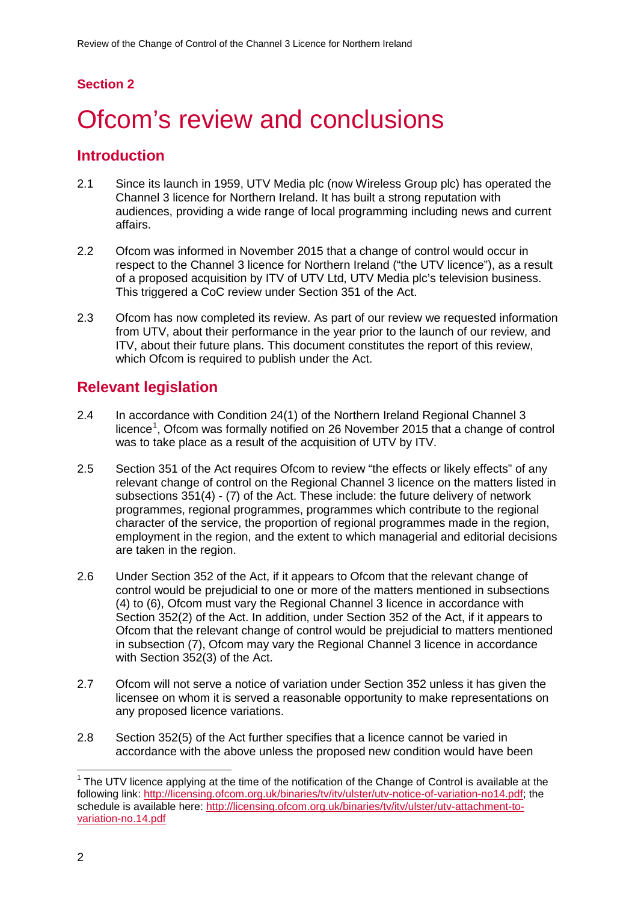## Section 2

# Ofcom's review and conclusions

## Introduction

2.1 Since its launch in 1959, UTV Media plc (now Wireless Group plc) has operated the Channel 3 licence for Northern Ireland. It has built a strong reputation with audiences, providing a wide range of local programming including news and current affairs.

2.2 Ofcom was informed in November 2015 that a change of control would occur in respect to the Channel 3 licence for Northern Ireland ("the UTV licence"), as a result of a proposed acquisition by ITV of UTV Ltd, UTV Media plc's television business. This triggered a CoC review under Section 351 of the Act.

2.3 Ofcom has now completed its review. As part of our review we requested information from UTV, about their performance in the year prior to the launch of our review, and ITV, about their future plans. This document constitutes the report of this review, which Ofcom is required to publish under the Act.

## Relevant legislation

2.4 In accordance with Condition 24(1) of the Northern Ireland Regional Channel 3 licence[1], Ofcom was formally notified on 26 November 2015 that a change of control was to take place as a result of the acquisition of UTV by ITV.

2.5 Section 351 of the Act requires Ofcom to review "the effects or likely effects" of any relevant change of control on the Regional Channel 3 licence on the matters listed in subsections 351(4) - (7) of the Act. These include: the future delivery of network programmes, regional programmes, programmes which contribute to the regional character of the service, the proportion of regional programmes made in the region, employment in the region, and the extent to which managerial and editorial decisions are taken in the region.

2.6 Under Section 352 of the Act, if it appears to Ofcom that the relevant change of control would be prejudicial to one or more of the matters mentioned in subsections (4) to (6), Ofcom must vary the Regional Channel 3 licence in accordance with Section 352(2) of the Act. In addition, under Section 352 of the Act, if it appears to Ofcom that the relevant change of control would be prejudicial to matters mentioned in subsection (7), Ofcom may vary the Regional Channel 3 licence in accordance with Section 352(3) of the Act.

2.7 Ofcom will not serve a notice of variation under Section 352 unless it has given the licensee on whom it is served a reasonable opportunity to make representations on any proposed licence variations.

2.8 Section 352(5) of the Act further specifies that a licence cannot be varied in accordance with the above unless the proposed new condition would have been

---

[1] The UTV licence applying at the time of the notification of the Change of Control is available at the following link: http://licensing.ofcom.org.uk/binaries/tv/itv/ulster/utv-notice-of-variation-no14.pdf; the schedule is available here: http://licensing.ofcom.org.uk/binaries/tv/itv/ulster/utv-attachment-to-variation-no.14.pdf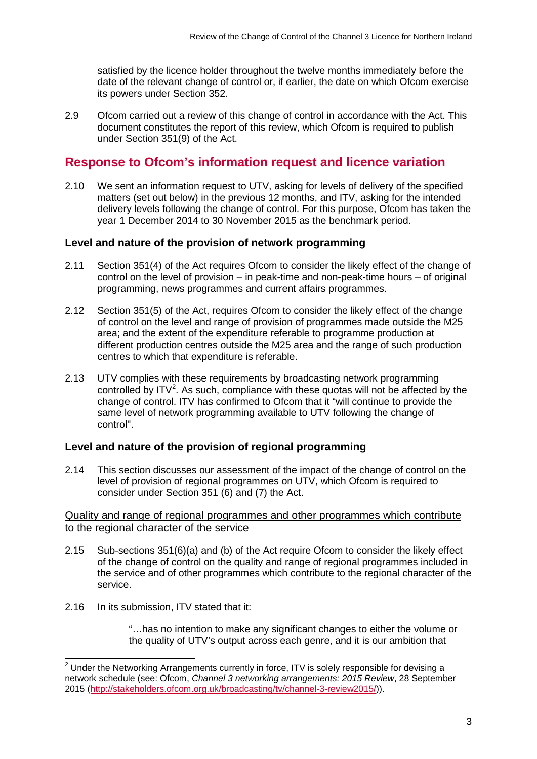satisfied by the licence holder throughout the twelve months immediately before the date of the relevant change of control or, if earlier, the date on which Ofcom exercise its powers under Section 352.

2.9 Ofcom carried out a review of this change of control in accordance with the Act. This document constitutes the report of this review, which Ofcom is required to publish under Section 351(9) of the Act.

## Response to Ofcom's information request and licence variation

2.10 We sent an information request to UTV, asking for levels of delivery of the specified matters (set out below) in the previous 12 months, and ITV, asking for the intended delivery levels following the change of control. For this purpose, Ofcom has taken the year 1 December 2014 to 30 November 2015 as the benchmark period.

### Level and nature of the provision of network programming

2.11 Section 351(4) of the Act requires Ofcom to consider the likely effect of the change of control on the level of provision – in peak-time and non-peak-time hours – of original programming, news programmes and current affairs programmes.

2.12 Section 351(5) of the Act, requires Ofcom to consider the likely effect of the change of control on the level and range of provision of programmes made outside the M25 area; and the extent of the expenditure referable to programme production at different production centres outside the M25 area and the range of such production centres to which that expenditure is referable.

2.13 UTV complies with these requirements by broadcasting network programming controlled by ITV[2]. As such, compliance with these quotas will not be affected by the change of control. ITV has confirmed to Ofcom that it "will continue to provide the same level of network programming available to UTV following the change of control".

### Level and nature of the provision of regional programming

2.14 This section discusses our assessment of the impact of the change of control on the level of provision of regional programmes on UTV, which Ofcom is required to consider under Section 351 (6) and (7) the Act.

Quality and range of regional programmes and other programmes which contribute to the regional character of the service

2.15 Sub-sections 351(6)(a) and (b) of the Act require Ofcom to consider the likely effect of the change of control on the quality and range of regional programmes included in the service and of other programmes which contribute to the regional character of the service.

2.16 In its submission, ITV stated that it:

> "…has no intention to make any significant changes to either the volume or the quality of UTV's output across each genre, and it is our ambition that

[2] Under the Networking Arrangements currently in force, ITV is solely responsible for devising a network schedule (see: Ofcom, *Channel 3 networking arrangements: 2015 Review*, 28 September 2015 (http://stakeholders.ofcom.org.uk/broadcasting/tv/channel-3-review2015/)).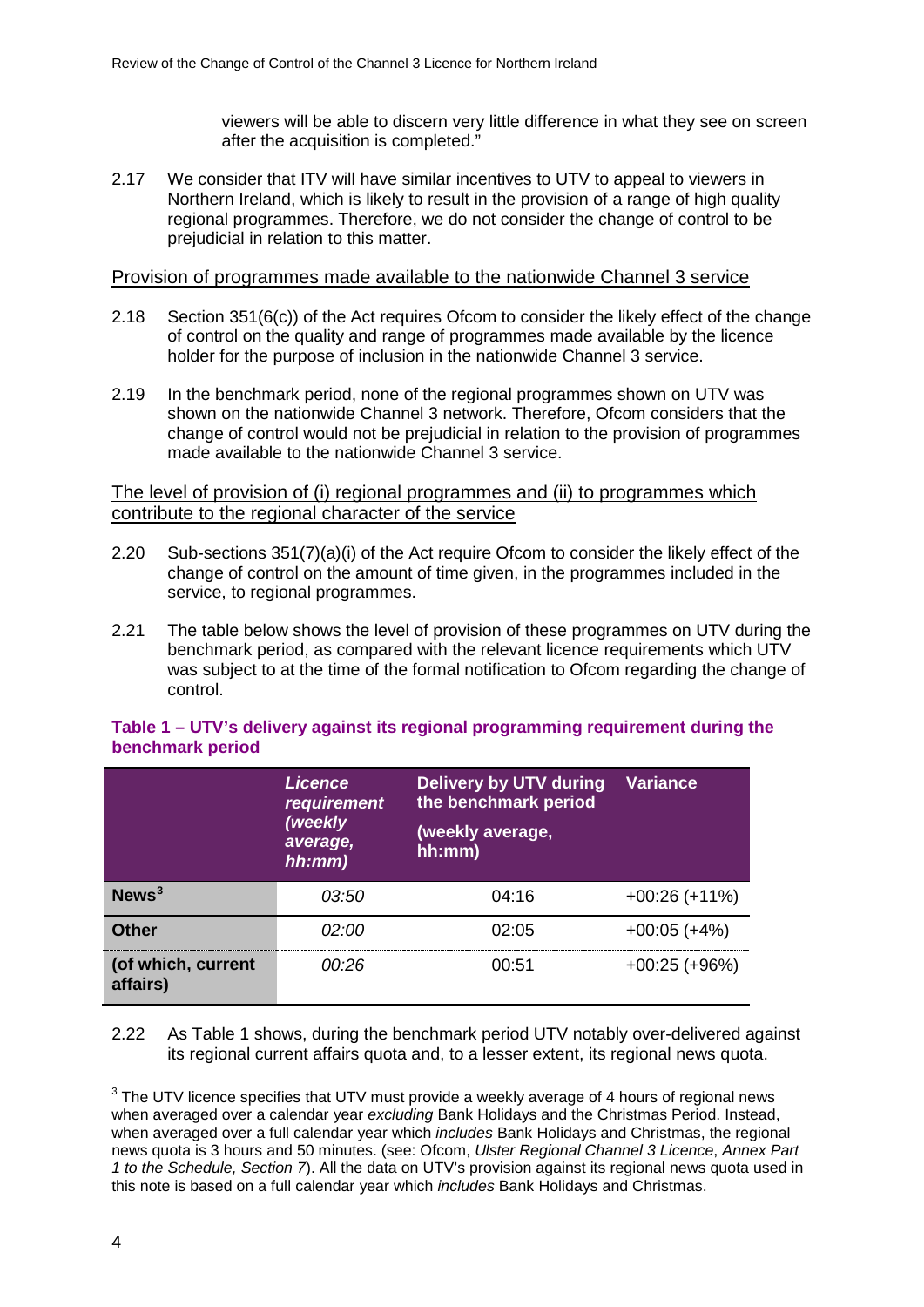viewers will be able to discern very little difference in what they see on screen after the acquisition is completed."

2.17 We consider that ITV will have similar incentives to UTV to appeal to viewers in Northern Ireland, which is likely to result in the provision of a range of high quality regional programmes. Therefore, we do not consider the change of control to be prejudicial in relation to this matter.

Provision of programmes made available to the nationwide Channel 3 service

2.18 Section 351(6(c)) of the Act requires Ofcom to consider the likely effect of the change of control on the quality and range of programmes made available by the licence holder for the purpose of inclusion in the nationwide Channel 3 service.

2.19 In the benchmark period, none of the regional programmes shown on UTV was shown on the nationwide Channel 3 network. Therefore, Ofcom considers that the change of control would not be prejudicial in relation to the provision of programmes made available to the nationwide Channel 3 service.

The level of provision of (i) regional programmes and (ii) to programmes which contribute to the regional character of the service

2.20 Sub-sections 351(7)(a)(i) of the Act require Ofcom to consider the likely effect of the change of control on the amount of time given, in the programmes included in the service, to regional programmes.

2.21 The table below shows the level of provision of these programmes on UTV during the benchmark period, as compared with the relevant licence requirements which UTV was subject to at the time of the formal notification to Ofcom regarding the change of control.

**Table 1 – UTV's delivery against its regional programming requirement during the benchmark period**

| | *Licence requirement (weekly average, hh:mm)* | Delivery by UTV during the benchmark period (weekly average, hh:mm) | Variance |
|---|---|---|---|
| **News**[3] | *03:50* | 04:16 | +00:26 (+11%) |
| **Other** | *02:00* | 02:05 | +00:05 (+4%) |
| **(of which, current affairs)** | *00:26* | 00:51 | +00:25 (+96%) |

2.22 As Table 1 shows, during the benchmark period UTV notably over-delivered against its regional current affairs quota and, to a lesser extent, its regional news quota.

[3] The UTV licence specifies that UTV must provide a weekly average of 4 hours of regional news when averaged over a calendar year *excluding* Bank Holidays and the Christmas Period. Instead, when averaged over a full calendar year which *includes* Bank Holidays and Christmas, the regional news quota is 3 hours and 50 minutes. (see: Ofcom, *Ulster Regional Channel 3 Licence*, *Annex Part 1 to the Schedule, Section 7*). All the data on UTV's provision against its regional news quota used in this note is based on a full calendar year which *includes* Bank Holidays and Christmas.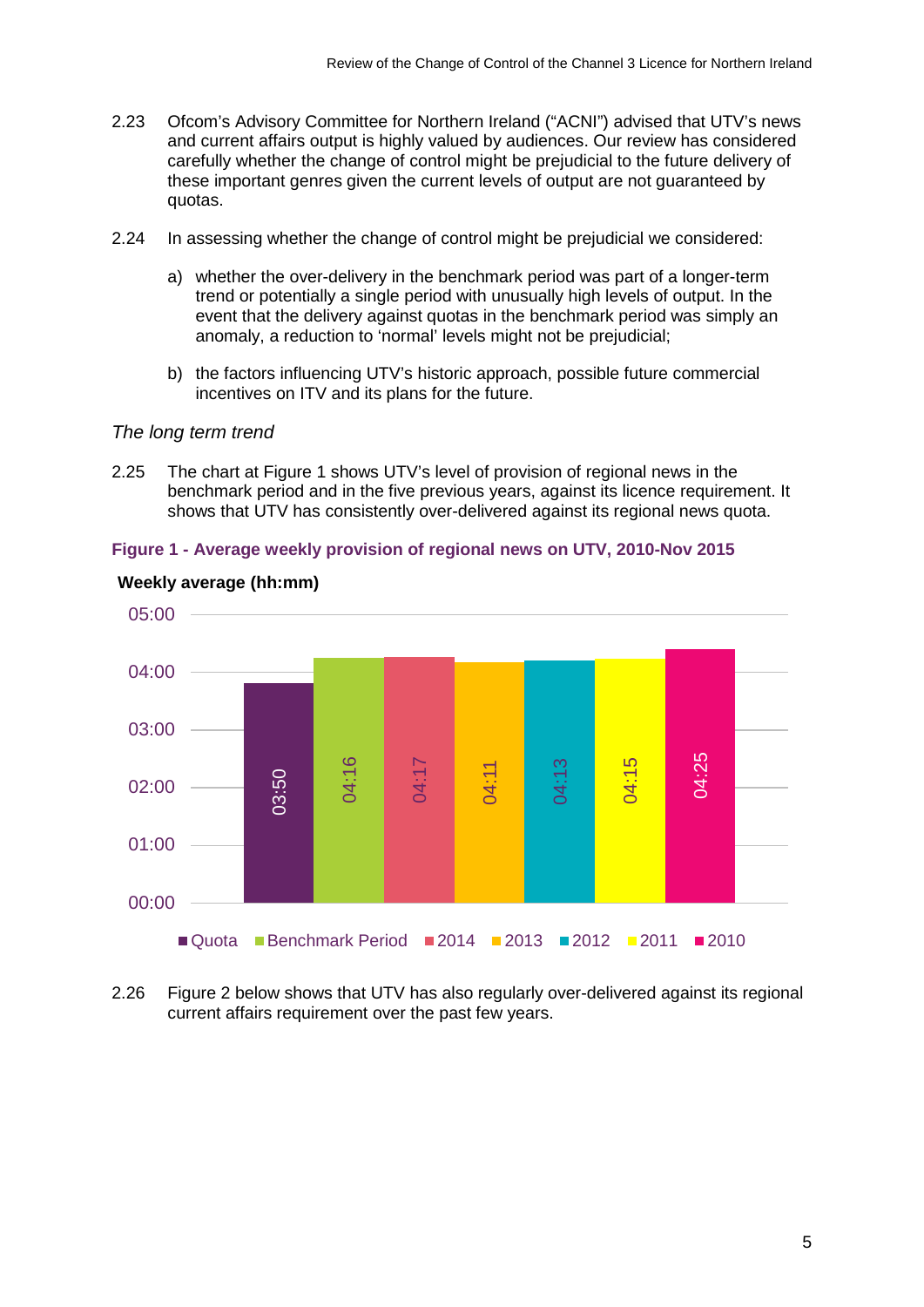2.23 Ofcom's Advisory Committee for Northern Ireland ("ACNI") advised that UTV's news and current affairs output is highly valued by audiences. Our review has considered carefully whether the change of control might be prejudicial to the future delivery of these important genres given the current levels of output are not guaranteed by quotas.

2.24 In assessing whether the change of control might be prejudicial we considered:

a) whether the over-delivery in the benchmark period was part of a longer-term trend or potentially a single period with unusually high levels of output. In the event that the delivery against quotas in the benchmark period was simply an anomaly, a reduction to 'normal' levels might not be prejudicial;

b) the factors influencing UTV's historic approach, possible future commercial incentives on ITV and its plans for the future.

*The long term trend*

2.25 The chart at Figure 1 shows UTV's level of provision of regional news in the benchmark period and in the five previous years, against its licence requirement. It shows that UTV has consistently over-delivered against its regional news quota.

**Figure 1 - Average weekly provision of regional news on UTV, 2010-Nov 2015**

**Weekly average (hh:mm)**

| Quota | Benchmark Period | 2014 | 2013 | 2012 | 2011 | 2010 |
|---|---|---|---|---|---|---|
| 03:50 | 04:16 | 04:17 | 04:11 | 04:13 | 04:15 | 04:25 |

2.26 Figure 2 below shows that UTV has also regularly over-delivered against its regional current affairs requirement over the past few years.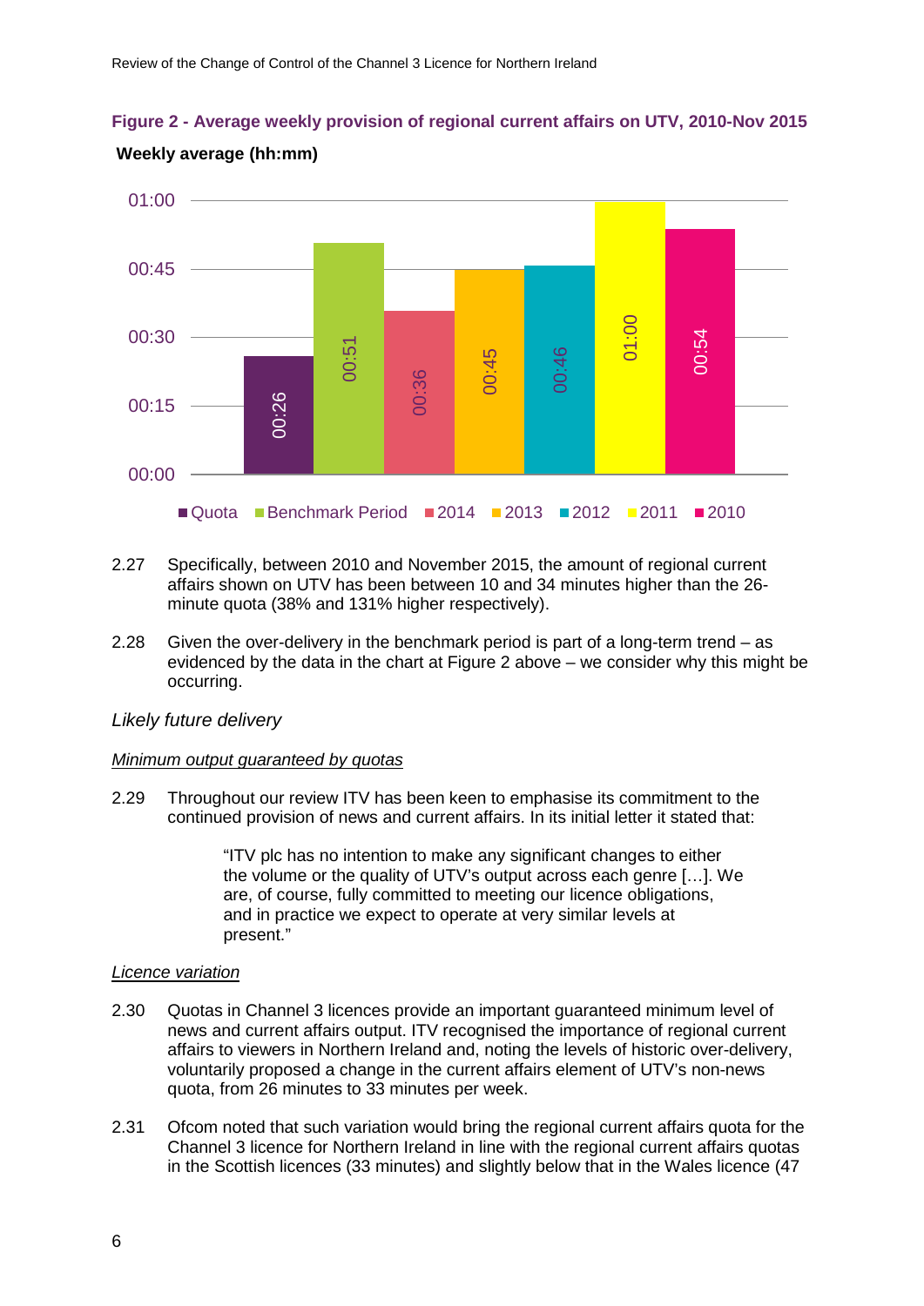**Figure 2 - Average weekly provision of regional current affairs on UTV, 2010-Nov 2015**

**Weekly average (hh:mm)**

| | Quota | Benchmark Period | 2014 | 2013 | 2012 | 2011 | 2010 |
|---|---|---|---|---|---|---|---|
| Weekly average (hh:mm) | 00:26 | 00:51 | 00:36 | 00:45 | 00:46 | 01:00 | 00:54 |

2.27 Specifically, between 2010 and November 2015, the amount of regional current affairs shown on UTV has been between 10 and 34 minutes higher than the 26-minute quota (38% and 131% higher respectively).

2.28 Given the over-delivery in the benchmark period is part of a long-term trend – as evidenced by the data in the chart at Figure 2 above – we consider why this might be occurring.

*Likely future delivery*

Minimum output guaranteed by quotas

2.29 Throughout our review ITV has been keen to emphasise its commitment to the continued provision of news and current affairs. In its initial letter it stated that:

> "ITV plc has no intention to make any significant changes to either the volume or the quality of UTV's output across each genre […]. We are, of course, fully committed to meeting our licence obligations, and in practice we expect to operate at very similar levels at present."

Licence variation

2.30 Quotas in Channel 3 licences provide an important guaranteed minimum level of news and current affairs output. ITV recognised the importance of regional current affairs to viewers in Northern Ireland and, noting the levels of historic over-delivery, voluntarily proposed a change in the current affairs element of UTV's non-news quota, from 26 minutes to 33 minutes per week.

2.31 Ofcom noted that such variation would bring the regional current affairs quota for the Channel 3 licence for Northern Ireland in line with the regional current affairs quotas in the Scottish licences (33 minutes) and slightly below that in the Wales licence (47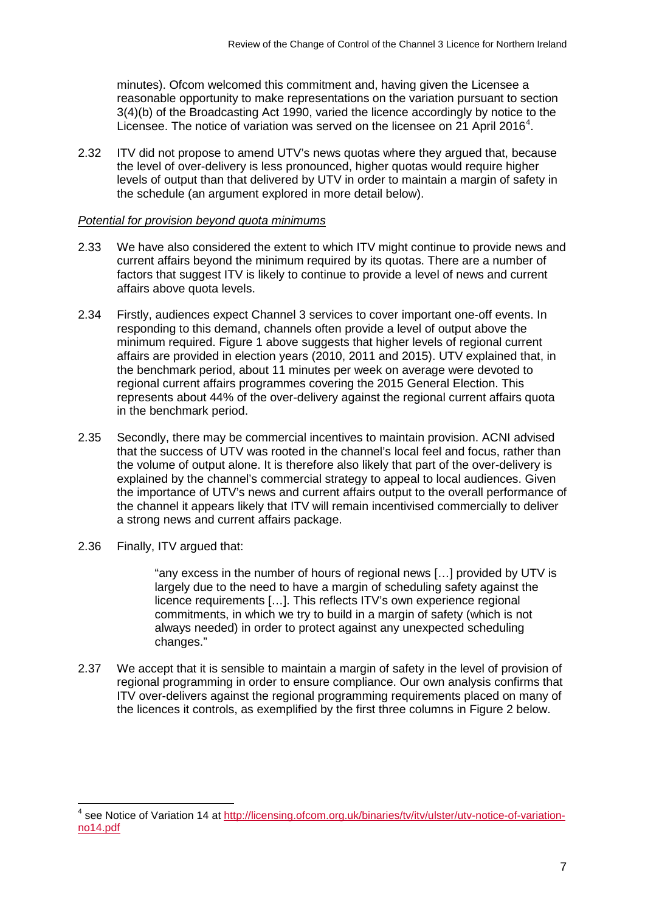minutes). Ofcom welcomed this commitment and, having given the Licensee a reasonable opportunity to make representations on the variation pursuant to section 3(4)(b) of the Broadcasting Act 1990, varied the licence accordingly by notice to the Licensee. The notice of variation was served on the licensee on 21 April 2016[4].

2.32 ITV did not propose to amend UTV's news quotas where they argued that, because the level of over-delivery is less pronounced, higher quotas would require higher levels of output than that delivered by UTV in order to maintain a margin of safety in the schedule (an argument explored in more detail below).

*Potential for provision beyond quota minimums*

2.33 We have also considered the extent to which ITV might continue to provide news and current affairs beyond the minimum required by its quotas. There are a number of factors that suggest ITV is likely to continue to provide a level of news and current affairs above quota levels.

2.34 Firstly, audiences expect Channel 3 services to cover important one-off events. In responding to this demand, channels often provide a level of output above the minimum required. Figure 1 above suggests that higher levels of regional current affairs are provided in election years (2010, 2011 and 2015). UTV explained that, in the benchmark period, about 11 minutes per week on average were devoted to regional current affairs programmes covering the 2015 General Election. This represents about 44% of the over-delivery against the regional current affairs quota in the benchmark period.

2.35 Secondly, there may be commercial incentives to maintain provision. ACNI advised that the success of UTV was rooted in the channel's local feel and focus, rather than the volume of output alone. It is therefore also likely that part of the over-delivery is explained by the channel's commercial strategy to appeal to local audiences. Given the importance of UTV's news and current affairs output to the overall performance of the channel it appears likely that ITV will remain incentivised commercially to deliver a strong news and current affairs package.

2.36 Finally, ITV argued that:

> "any excess in the number of hours of regional news […] provided by UTV is largely due to the need to have a margin of scheduling safety against the licence requirements […]. This reflects ITV's own experience regional commitments, in which we try to build in a margin of safety (which is not always needed) in order to protect against any unexpected scheduling changes."

2.37 We accept that it is sensible to maintain a margin of safety in the level of provision of regional programming in order to ensure compliance. Our own analysis confirms that ITV over-delivers against the regional programming requirements placed on many of the licences it controls, as exemplified by the first three columns in Figure 2 below.

---

[4] see Notice of Variation 14 at http://licensing.ofcom.org.uk/binaries/tv/itv/ulster/utv-notice-of-variation-no14.pdf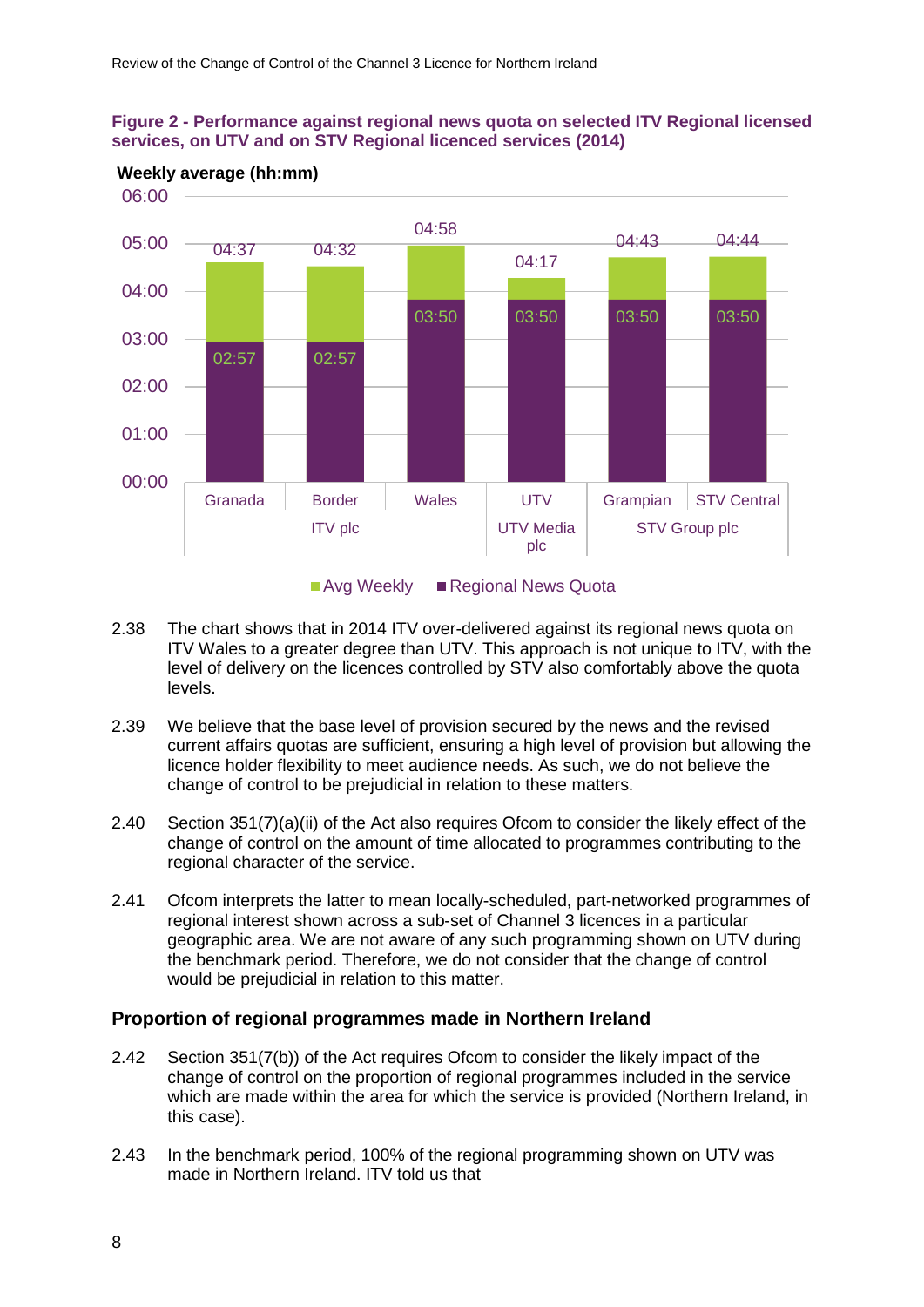**Figure 2 - Performance against regional news quota on selected ITV Regional licensed services, on UTV and on STV Regional licenced services (2014)**

Weekly average (hh:mm)

| Licensee | Service | Avg Weekly | Regional News Quota |
|---|---|---|---|
| ITV plc | Granada | 04:37 | 02:57 |
| ITV plc | Border | 04:32 | 02:57 |
| ITV plc | Wales | 04:58 | 03:50 |
| UTV Media plc | UTV | 04:17 | 03:50 |
| STV Group plc | Grampian | 04:43 | 03:50 |
| STV Group plc | STV Central | 04:44 | 03:50 |

2.38 The chart shows that in 2014 ITV over-delivered against its regional news quota on ITV Wales to a greater degree than UTV. This approach is not unique to ITV, with the level of delivery on the licences controlled by STV also comfortably above the quota levels.

2.39 We believe that the base level of provision secured by the news and the revised current affairs quotas are sufficient, ensuring a high level of provision but allowing the licence holder flexibility to meet audience needs. As such, we do not believe the change of control to be prejudicial in relation to these matters.

2.40 Section 351(7)(a)(ii) of the Act also requires Ofcom to consider the likely effect of the change of control on the amount of time allocated to programmes contributing to the regional character of the service.

2.41 Ofcom interprets the latter to mean locally-scheduled, part-networked programmes of regional interest shown across a sub-set of Channel 3 licences in a particular geographic area. We are not aware of any such programming shown on UTV during the benchmark period. Therefore, we do not consider that the change of control would be prejudicial in relation to this matter.

## Proportion of regional programmes made in Northern Ireland

2.42 Section 351(7(b)) of the Act requires Ofcom to consider the likely impact of the change of control on the proportion of regional programmes included in the service which are made within the area for which the service is provided (Northern Ireland, in this case).

2.43 In the benchmark period, 100% of the regional programming shown on UTV was made in Northern Ireland. ITV told us that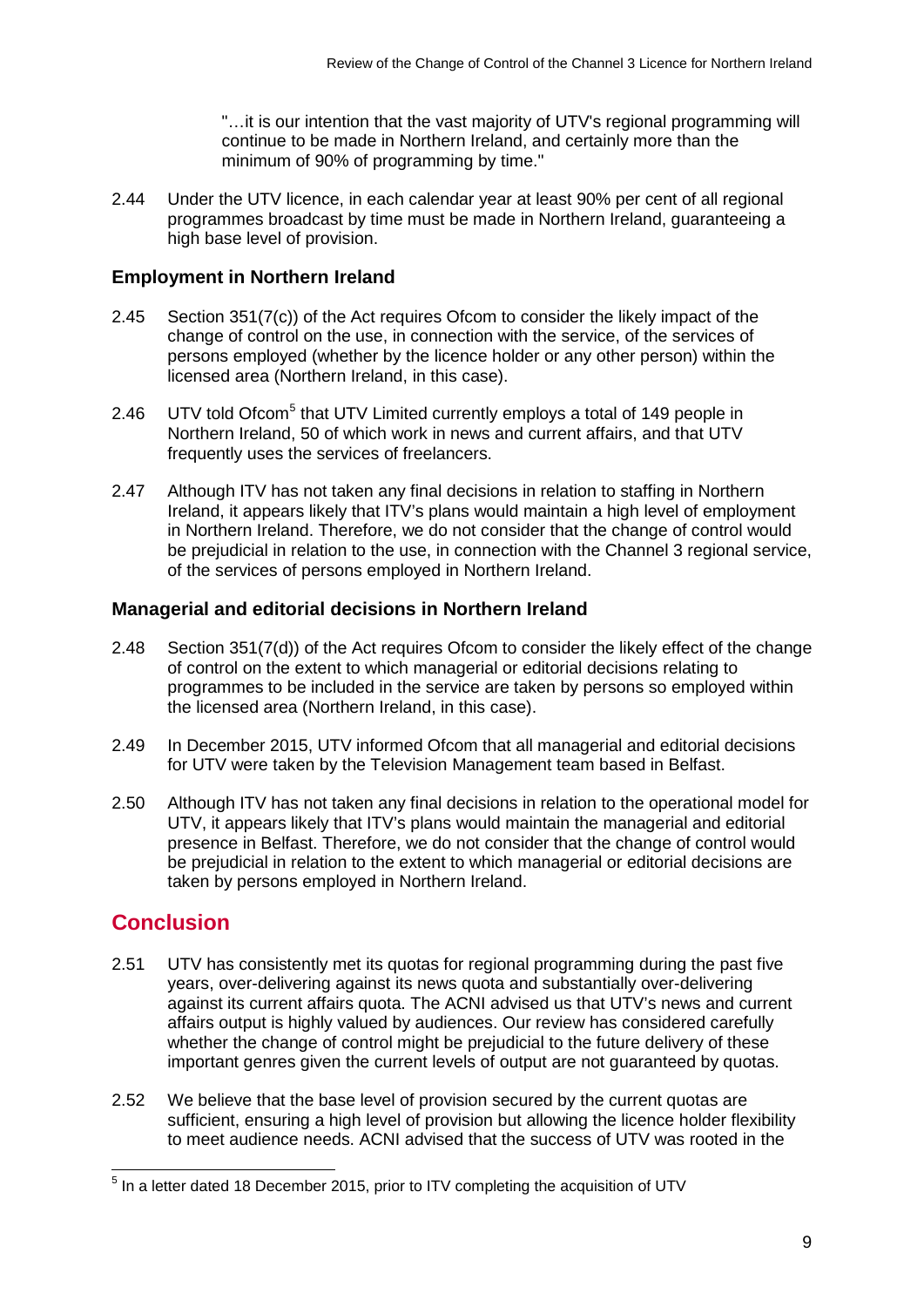"…it is our intention that the vast majority of UTV's regional programming will continue to be made in Northern Ireland, and certainly more than the minimum of 90% of programming by time."

2.44 Under the UTV licence, in each calendar year at least 90% per cent of all regional programmes broadcast by time must be made in Northern Ireland, guaranteeing a high base level of provision.

### Employment in Northern Ireland

2.45 Section 351(7(c)) of the Act requires Ofcom to consider the likely impact of the change of control on the use, in connection with the service, of the services of persons employed (whether by the licence holder or any other person) within the licensed area (Northern Ireland, in this case).

2.46 UTV told Ofcom[5] that UTV Limited currently employs a total of 149 people in Northern Ireland, 50 of which work in news and current affairs, and that UTV frequently uses the services of freelancers.

2.47 Although ITV has not taken any final decisions in relation to staffing in Northern Ireland, it appears likely that ITV's plans would maintain a high level of employment in Northern Ireland. Therefore, we do not consider that the change of control would be prejudicial in relation to the use, in connection with the Channel 3 regional service, of the services of persons employed in Northern Ireland.

### Managerial and editorial decisions in Northern Ireland

2.48 Section 351(7(d)) of the Act requires Ofcom to consider the likely effect of the change of control on the extent to which managerial or editorial decisions relating to programmes to be included in the service are taken by persons so employed within the licensed area (Northern Ireland, in this case).

2.49 In December 2015, UTV informed Ofcom that all managerial and editorial decisions for UTV were taken by the Television Management team based in Belfast.

2.50 Although ITV has not taken any final decisions in relation to the operational model for UTV, it appears likely that ITV's plans would maintain the managerial and editorial presence in Belfast. Therefore, we do not consider that the change of control would be prejudicial in relation to the extent to which managerial or editorial decisions are taken by persons employed in Northern Ireland.

## Conclusion

2.51 UTV has consistently met its quotas for regional programming during the past five years, over-delivering against its news quota and substantially over-delivering against its current affairs quota. The ACNI advised us that UTV's news and current affairs output is highly valued by audiences. Our review has considered carefully whether the change of control might be prejudicial to the future delivery of these important genres given the current levels of output are not guaranteed by quotas.

2.52 We believe that the base level of provision secured by the current quotas are sufficient, ensuring a high level of provision but allowing the licence holder flexibility to meet audience needs. ACNI advised that the success of UTV was rooted in the

---

[5] In a letter dated 18 December 2015, prior to ITV completing the acquisition of UTV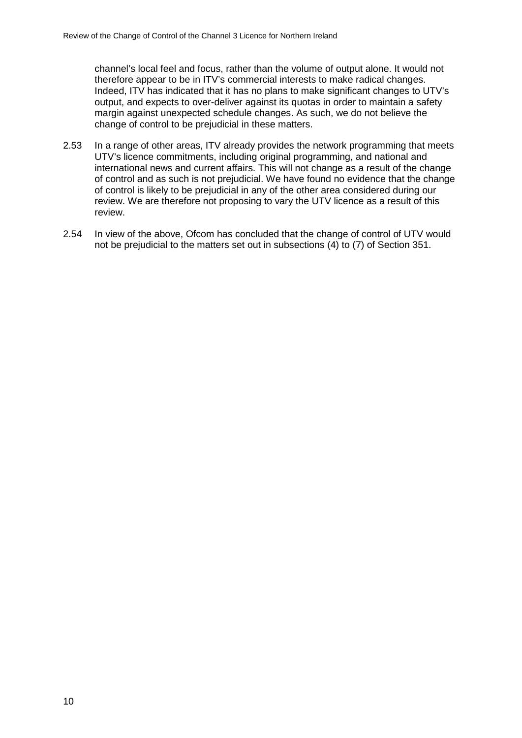channel's local feel and focus, rather than the volume of output alone. It would not therefore appear to be in ITV's commercial interests to make radical changes. Indeed, ITV has indicated that it has no plans to make significant changes to UTV's output, and expects to over-deliver against its quotas in order to maintain a safety margin against unexpected schedule changes. As such, we do not believe the change of control to be prejudicial in these matters.

2.53 In a range of other areas, ITV already provides the network programming that meets UTV's licence commitments, including original programming, and national and international news and current affairs. This will not change as a result of the change of control and as such is not prejudicial. We have found no evidence that the change of control is likely to be prejudicial in any of the other area considered during our review. We are therefore not proposing to vary the UTV licence as a result of this review.

2.54 In view of the above, Ofcom has concluded that the change of control of UTV would not be prejudicial to the matters set out in subsections (4) to (7) of Section 351.